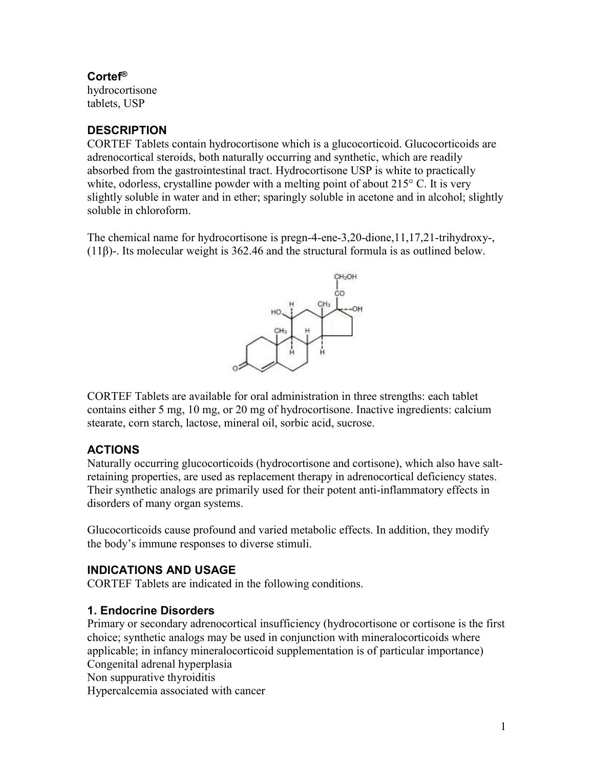**Cortef®**
hydrocortisone
tablets, USP

## DESCRIPTION

CORTEF Tablets contain hydrocortisone which is a glucocorticoid. Glucocorticoids are adrenocortical steroids, both naturally occurring and synthetic, which are readily absorbed from the gastrointestinal tract. Hydrocortisone USP is white to practically white, odorless, crystalline powder with a melting point of about 215° C. It is very slightly soluble in water and in ether; sparingly soluble in acetone and in alcohol; slightly soluble in chloroform.

The chemical name for hydrocortisone is pregn-4-ene-3,20-dione,11,17,21-trihydroxy-, (11β)-. Its molecular weight is 362.46 and the structural formula is as outlined below.

CORTEF Tablets are available for oral administration in three strengths: each tablet contains either 5 mg, 10 mg, or 20 mg of hydrocortisone. Inactive ingredients: calcium stearate, corn starch, lactose, mineral oil, sorbic acid, sucrose.

## ACTIONS

Naturally occurring glucocorticoids (hydrocortisone and cortisone), which also have salt-retaining properties, are used as replacement therapy in adrenocortical deficiency states. Their synthetic analogs are primarily used for their potent anti-inflammatory effects in disorders of many organ systems.

Glucocorticoids cause profound and varied metabolic effects. In addition, they modify the body's immune responses to diverse stimuli.

## INDICATIONS AND USAGE

CORTEF Tablets are indicated in the following conditions.

### 1. Endocrine Disorders

Primary or secondary adrenocortical insufficiency (hydrocortisone or cortisone is the first choice; synthetic analogs may be used in conjunction with mineralocorticoids where applicable; in infancy mineralocorticoid supplementation is of particular importance)
Congenital adrenal hyperplasia
Non suppurative thyroiditis
Hypercalcemia associated with cancer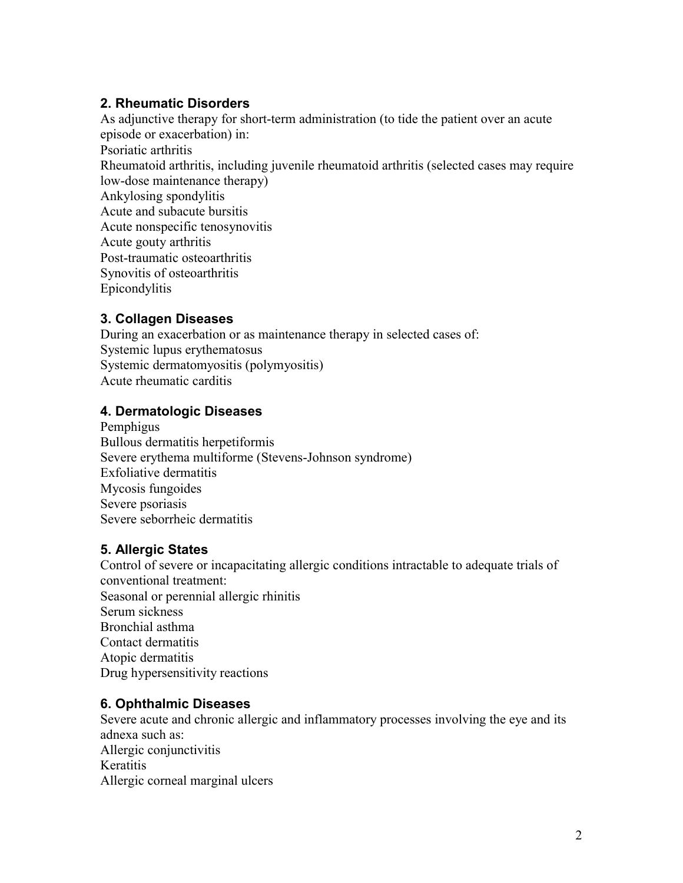### 2. Rheumatic Disorders

As adjunctive therapy for short-term administration (to tide the patient over an acute episode or exacerbation) in:
Psoriatic arthritis
Rheumatoid arthritis, including juvenile rheumatoid arthritis (selected cases may require low-dose maintenance therapy)
Ankylosing spondylitis
Acute and subacute bursitis
Acute nonspecific tenosynovitis
Acute gouty arthritis
Post-traumatic osteoarthritis
Synovitis of osteoarthritis
Epicondylitis

### 3. Collagen Diseases

During an exacerbation or as maintenance therapy in selected cases of:
Systemic lupus erythematosus
Systemic dermatomyositis (polymyositis)
Acute rheumatic carditis

### 4. Dermatologic Diseases

Pemphigus
Bullous dermatitis herpetiformis
Severe erythema multiforme (Stevens-Johnson syndrome)
Exfoliative dermatitis
Mycosis fungoides
Severe psoriasis
Severe seborrheic dermatitis

### 5. Allergic States

Control of severe or incapacitating allergic conditions intractable to adequate trials of conventional treatment:
Seasonal or perennial allergic rhinitis
Serum sickness
Bronchial asthma
Contact dermatitis
Atopic dermatitis
Drug hypersensitivity reactions

### 6. Ophthalmic Diseases

Severe acute and chronic allergic and inflammatory processes involving the eye and its adnexa such as:
Allergic conjunctivitis
Keratitis
Allergic corneal marginal ulcers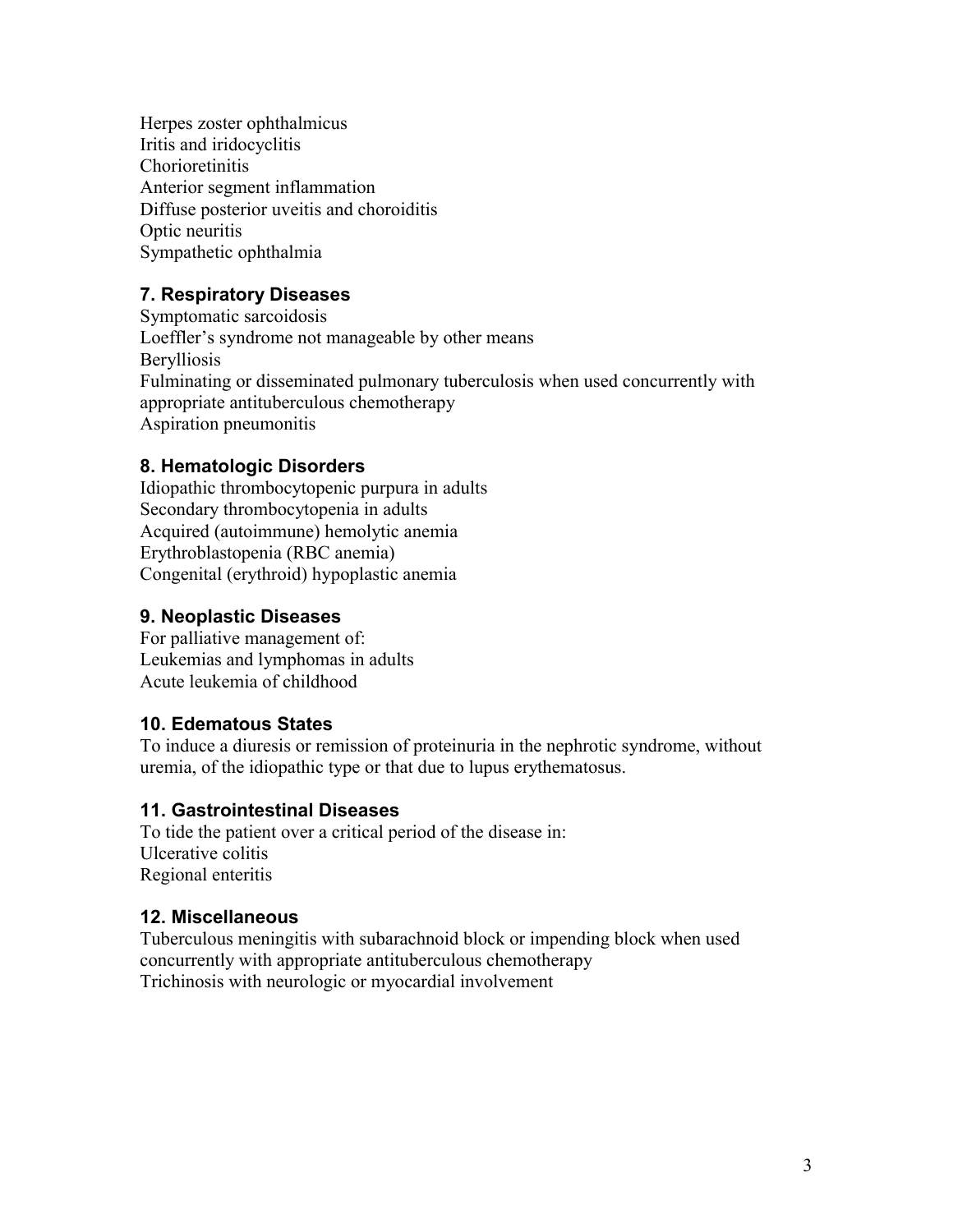Herpes zoster ophthalmicus
Iritis and iridocyclitis
Chorioretinitis
Anterior segment inflammation
Diffuse posterior uveitis and choroiditis
Optic neuritis
Sympathetic ophthalmia

### 7. Respiratory Diseases

Symptomatic sarcoidosis
Loeffler's syndrome not manageable by other means
Berylliosis
Fulminating or disseminated pulmonary tuberculosis when used concurrently with appropriate antituberculous chemotherapy
Aspiration pneumonitis

### 8. Hematologic Disorders

Idiopathic thrombocytopenic purpura in adults
Secondary thrombocytopenia in adults
Acquired (autoimmune) hemolytic anemia
Erythroblastopenia (RBC anemia)
Congenital (erythroid) hypoplastic anemia

### 9. Neoplastic Diseases

For palliative management of:
Leukemias and lymphomas in adults
Acute leukemia of childhood

### 10. Edematous States

To induce a diuresis or remission of proteinuria in the nephrotic syndrome, without uremia, of the idiopathic type or that due to lupus erythematosus.

### 11. Gastrointestinal Diseases

To tide the patient over a critical period of the disease in:
Ulcerative colitis
Regional enteritis

### 12. Miscellaneous

Tuberculous meningitis with subarachnoid block or impending block when used concurrently with appropriate antituberculous chemotherapy
Trichinosis with neurologic or myocardial involvement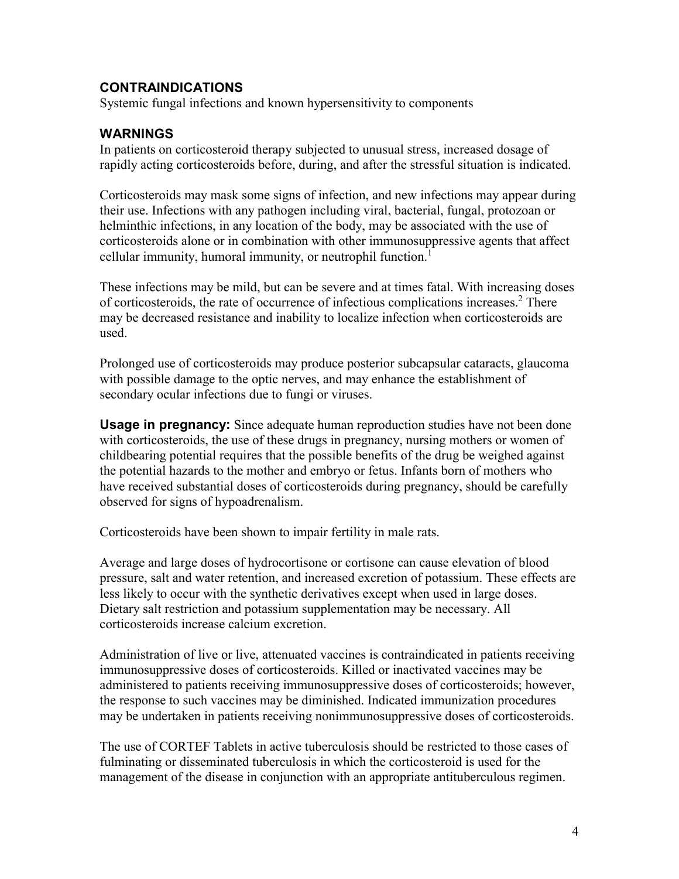## CONTRAINDICATIONS

Systemic fungal infections and known hypersensitivity to components

## WARNINGS

In patients on corticosteroid therapy subjected to unusual stress, increased dosage of rapidly acting corticosteroids before, during, and after the stressful situation is indicated.

Corticosteroids may mask some signs of infection, and new infections may appear during their use. Infections with any pathogen including viral, bacterial, fungal, protozoan or helminthic infections, in any location of the body, may be associated with the use of corticosteroids alone or in combination with other immunosuppressive agents that affect cellular immunity, humoral immunity, or neutrophil function.[1]

These infections may be mild, but can be severe and at times fatal. With increasing doses of corticosteroids, the rate of occurrence of infectious complications increases.[2] There may be decreased resistance and inability to localize infection when corticosteroids are used.

Prolonged use of corticosteroids may produce posterior subcapsular cataracts, glaucoma with possible damage to the optic nerves, and may enhance the establishment of secondary ocular infections due to fungi or viruses.

**Usage in pregnancy:** Since adequate human reproduction studies have not been done with corticosteroids, the use of these drugs in pregnancy, nursing mothers or women of childbearing potential requires that the possible benefits of the drug be weighed against the potential hazards to the mother and embryo or fetus. Infants born of mothers who have received substantial doses of corticosteroids during pregnancy, should be carefully observed for signs of hypoadrenalism.

Corticosteroids have been shown to impair fertility in male rats.

Average and large doses of hydrocortisone or cortisone can cause elevation of blood pressure, salt and water retention, and increased excretion of potassium. These effects are less likely to occur with the synthetic derivatives except when used in large doses. Dietary salt restriction and potassium supplementation may be necessary. All corticosteroids increase calcium excretion.

Administration of live or live, attenuated vaccines is contraindicated in patients receiving immunosuppressive doses of corticosteroids. Killed or inactivated vaccines may be administered to patients receiving immunosuppressive doses of corticosteroids; however, the response to such vaccines may be diminished. Indicated immunization procedures may be undertaken in patients receiving nonimmunosuppressive doses of corticosteroids.

The use of CORTEF Tablets in active tuberculosis should be restricted to those cases of fulminating or disseminated tuberculosis in which the corticosteroid is used for the management of the disease in conjunction with an appropriate antituberculous regimen.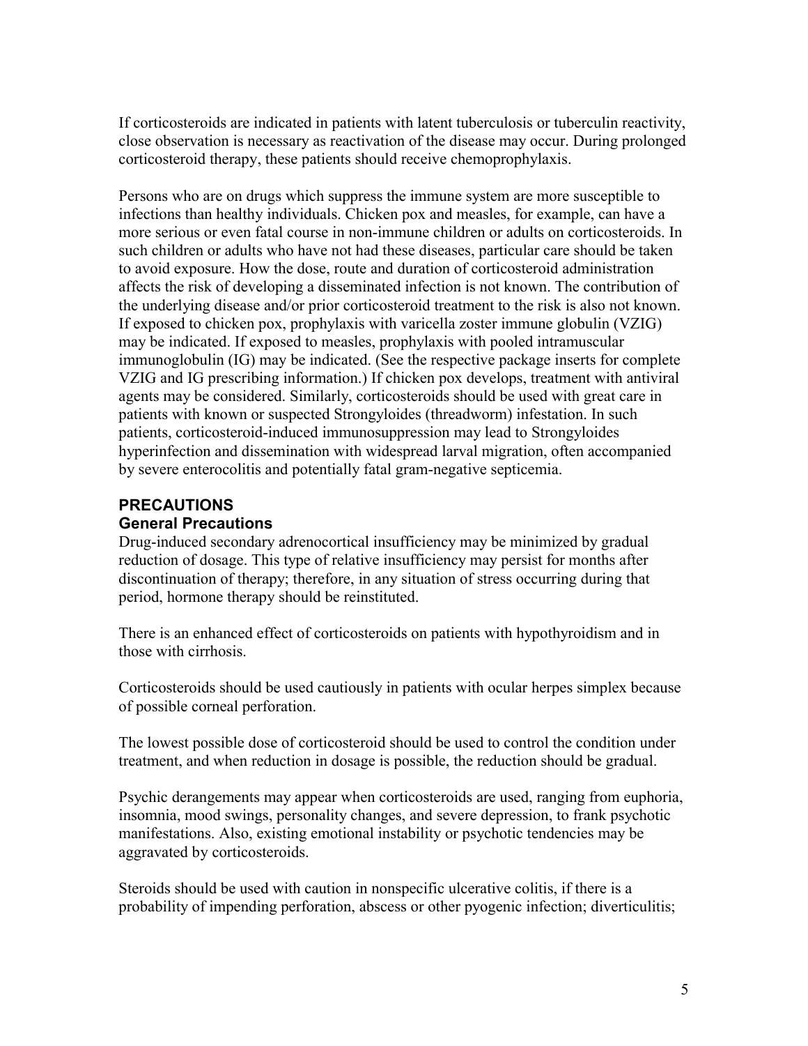If corticosteroids are indicated in patients with latent tuberculosis or tuberculin reactivity, close observation is necessary as reactivation of the disease may occur. During prolonged corticosteroid therapy, these patients should receive chemoprophylaxis.

Persons who are on drugs which suppress the immune system are more susceptible to infections than healthy individuals. Chicken pox and measles, for example, can have a more serious or even fatal course in non-immune children or adults on corticosteroids. In such children or adults who have not had these diseases, particular care should be taken to avoid exposure. How the dose, route and duration of corticosteroid administration affects the risk of developing a disseminated infection is not known. The contribution of the underlying disease and/or prior corticosteroid treatment to the risk is also not known. If exposed to chicken pox, prophylaxis with varicella zoster immune globulin (VZIG) may be indicated. If exposed to measles, prophylaxis with pooled intramuscular immunoglobulin (IG) may be indicated. (See the respective package inserts for complete VZIG and IG prescribing information.) If chicken pox develops, treatment with antiviral agents may be considered. Similarly, corticosteroids should be used with great care in patients with known or suspected Strongyloides (threadworm) infestation. In such patients, corticosteroid-induced immunosuppression may lead to Strongyloides hyperinfection and dissemination with widespread larval migration, often accompanied by severe enterocolitis and potentially fatal gram-negative septicemia.

## PRECAUTIONS

### General Precautions

Drug-induced secondary adrenocortical insufficiency may be minimized by gradual reduction of dosage. This type of relative insufficiency may persist for months after discontinuation of therapy; therefore, in any situation of stress occurring during that period, hormone therapy should be reinstituted.

There is an enhanced effect of corticosteroids on patients with hypothyroidism and in those with cirrhosis.

Corticosteroids should be used cautiously in patients with ocular herpes simplex because of possible corneal perforation.

The lowest possible dose of corticosteroid should be used to control the condition under treatment, and when reduction in dosage is possible, the reduction should be gradual.

Psychic derangements may appear when corticosteroids are used, ranging from euphoria, insomnia, mood swings, personality changes, and severe depression, to frank psychotic manifestations. Also, existing emotional instability or psychotic tendencies may be aggravated by corticosteroids.

Steroids should be used with caution in nonspecific ulcerative colitis, if there is a probability of impending perforation, abscess or other pyogenic infection; diverticulitis;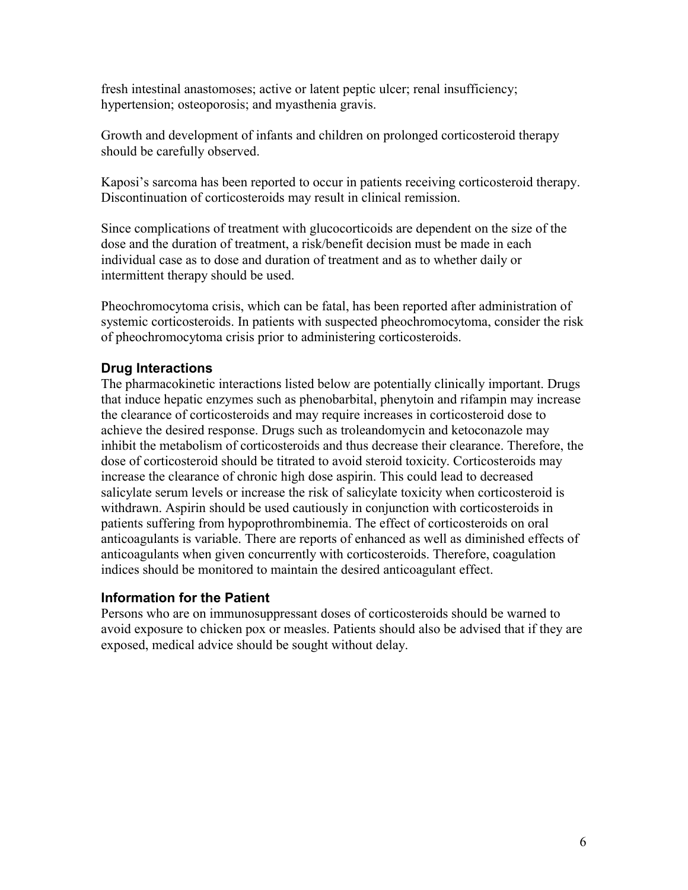fresh intestinal anastomoses; active or latent peptic ulcer; renal insufficiency; hypertension; osteoporosis; and myasthenia gravis.

Growth and development of infants and children on prolonged corticosteroid therapy should be carefully observed.

Kaposi's sarcoma has been reported to occur in patients receiving corticosteroid therapy. Discontinuation of corticosteroids may result in clinical remission.

Since complications of treatment with glucocorticoids are dependent on the size of the dose and the duration of treatment, a risk/benefit decision must be made in each individual case as to dose and duration of treatment and as to whether daily or intermittent therapy should be used.

Pheochromocytoma crisis, which can be fatal, has been reported after administration of systemic corticosteroids. In patients with suspected pheochromocytoma, consider the risk of pheochromocytoma crisis prior to administering corticosteroids.

### Drug Interactions

The pharmacokinetic interactions listed below are potentially clinically important. Drugs that induce hepatic enzymes such as phenobarbital, phenytoin and rifampin may increase the clearance of corticosteroids and may require increases in corticosteroid dose to achieve the desired response. Drugs such as troleandomycin and ketoconazole may inhibit the metabolism of corticosteroids and thus decrease their clearance. Therefore, the dose of corticosteroid should be titrated to avoid steroid toxicity. Corticosteroids may increase the clearance of chronic high dose aspirin. This could lead to decreased salicylate serum levels or increase the risk of salicylate toxicity when corticosteroid is withdrawn. Aspirin should be used cautiously in conjunction with corticosteroids in patients suffering from hypoprothrombinemia. The effect of corticosteroids on oral anticoagulants is variable. There are reports of enhanced as well as diminished effects of anticoagulants when given concurrently with corticosteroids. Therefore, coagulation indices should be monitored to maintain the desired anticoagulant effect.

### Information for the Patient

Persons who are on immunosuppressant doses of corticosteroids should be warned to avoid exposure to chicken pox or measles. Patients should also be advised that if they are exposed, medical advice should be sought without delay.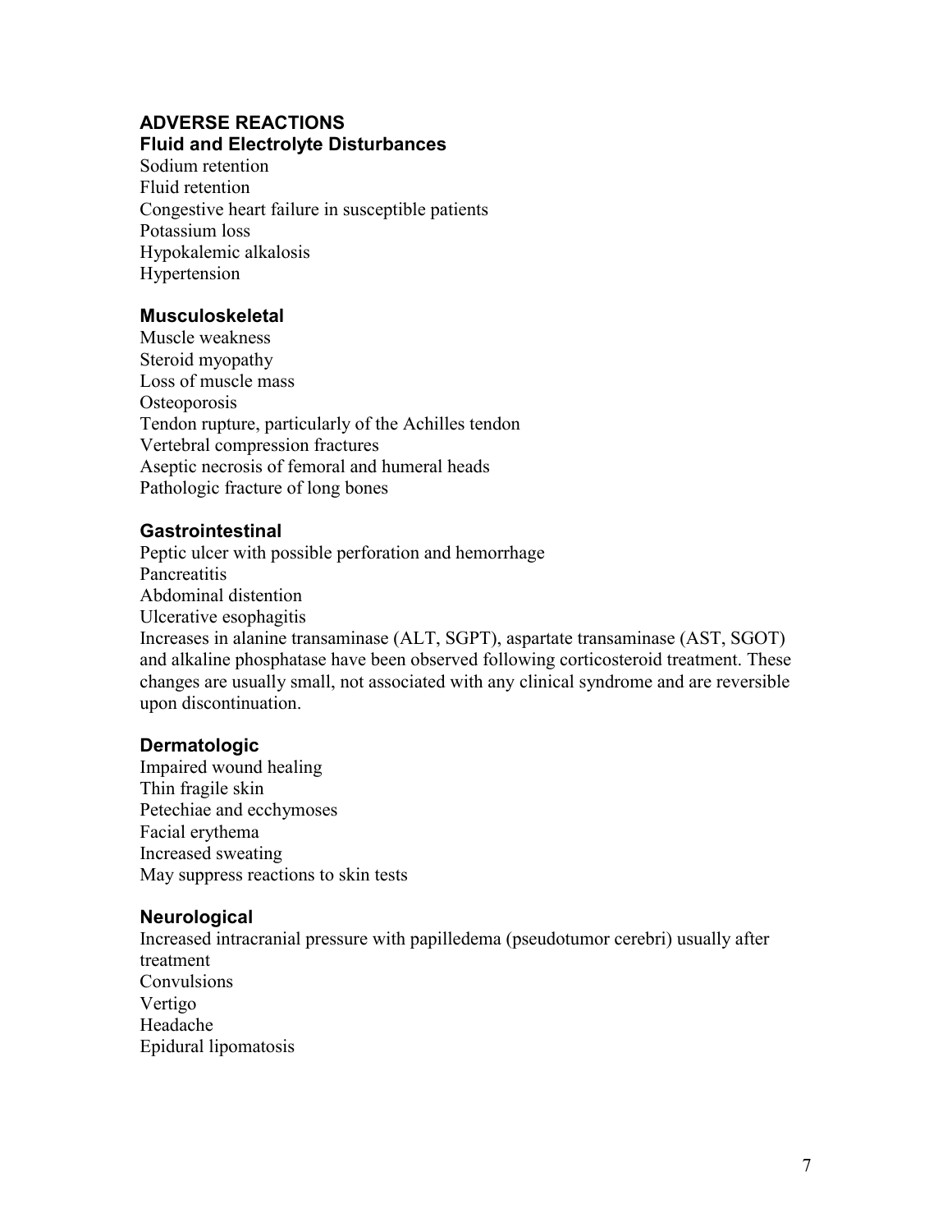## ADVERSE REACTIONS

### Fluid and Electrolyte Disturbances

Sodium retention
Fluid retention
Congestive heart failure in susceptible patients
Potassium loss
Hypokalemic alkalosis
Hypertension

### Musculoskeletal

Muscle weakness
Steroid myopathy
Loss of muscle mass
Osteoporosis
Tendon rupture, particularly of the Achilles tendon
Vertebral compression fractures
Aseptic necrosis of femoral and humeral heads
Pathologic fracture of long bones

### Gastrointestinal

Peptic ulcer with possible perforation and hemorrhage
Pancreatitis
Abdominal distention
Ulcerative esophagitis
Increases in alanine transaminase (ALT, SGPT), aspartate transaminase (AST, SGOT) and alkaline phosphatase have been observed following corticosteroid treatment. These changes are usually small, not associated with any clinical syndrome and are reversible upon discontinuation.

### Dermatologic

Impaired wound healing
Thin fragile skin
Petechiae and ecchymoses
Facial erythema
Increased sweating
May suppress reactions to skin tests

### Neurological

Increased intracranial pressure with papilledema (pseudotumor cerebri) usually after treatment
Convulsions
Vertigo
Headache
Epidural lipomatosis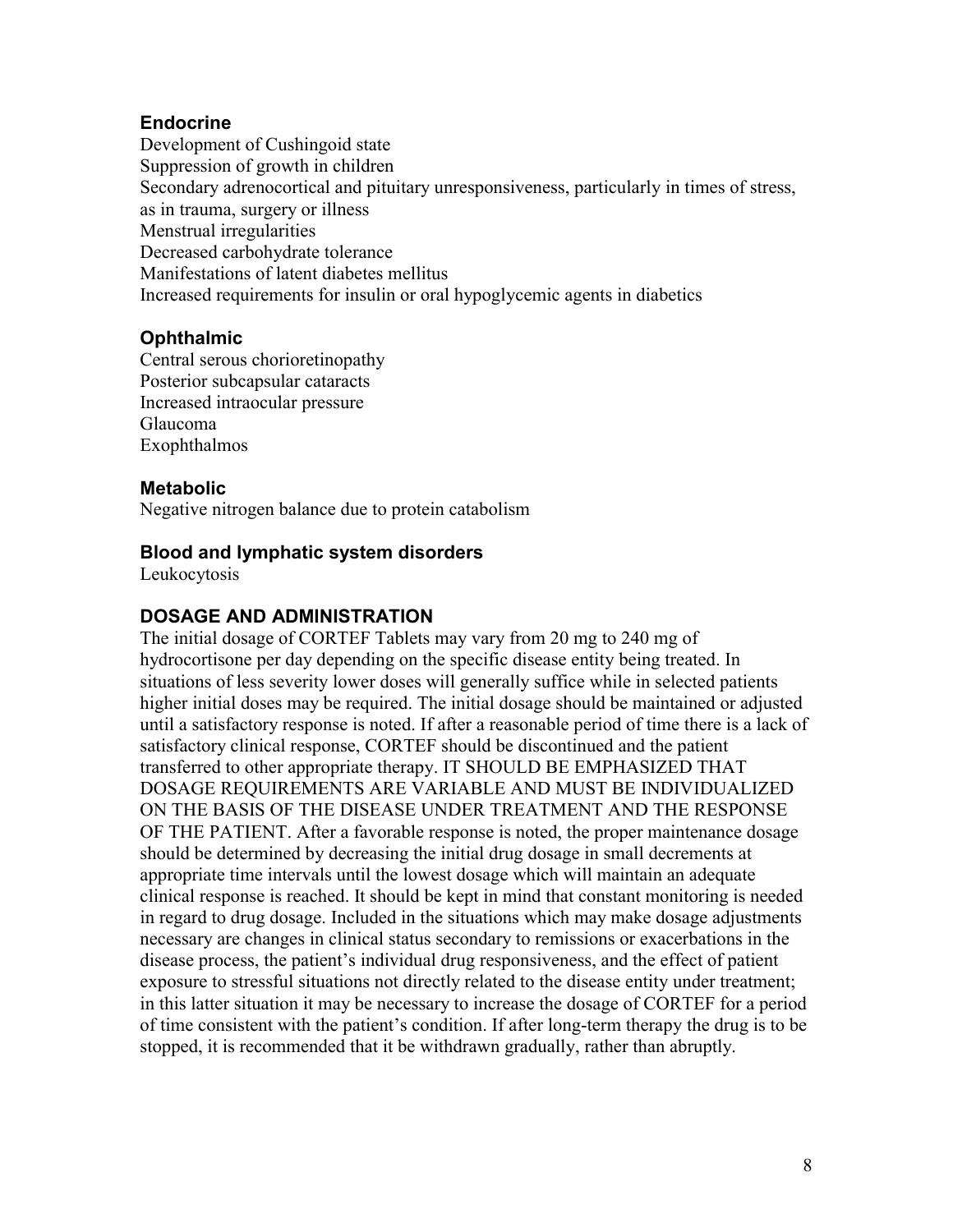### Endocrine

Development of Cushingoid state
Suppression of growth in children
Secondary adrenocortical and pituitary unresponsiveness, particularly in times of stress, as in trauma, surgery or illness
Menstrual irregularities
Decreased carbohydrate tolerance
Manifestations of latent diabetes mellitus
Increased requirements for insulin or oral hypoglycemic agents in diabetics

### Ophthalmic

Central serous chorioretinopathy
Posterior subcapsular cataracts
Increased intraocular pressure
Glaucoma
Exophthalmos

### Metabolic

Negative nitrogen balance due to protein catabolism

### Blood and lymphatic system disorders

Leukocytosis

## DOSAGE AND ADMINISTRATION

The initial dosage of CORTEF Tablets may vary from 20 mg to 240 mg of hydrocortisone per day depending on the specific disease entity being treated. In situations of less severity lower doses will generally suffice while in selected patients higher initial doses may be required. The initial dosage should be maintained or adjusted until a satisfactory response is noted. If after a reasonable period of time there is a lack of satisfactory clinical response, CORTEF should be discontinued and the patient transferred to other appropriate therapy. IT SHOULD BE EMPHASIZED THAT DOSAGE REQUIREMENTS ARE VARIABLE AND MUST BE INDIVIDUALIZED ON THE BASIS OF THE DISEASE UNDER TREATMENT AND THE RESPONSE OF THE PATIENT. After a favorable response is noted, the proper maintenance dosage should be determined by decreasing the initial drug dosage in small decrements at appropriate time intervals until the lowest dosage which will maintain an adequate clinical response is reached. It should be kept in mind that constant monitoring is needed in regard to drug dosage. Included in the situations which may make dosage adjustments necessary are changes in clinical status secondary to remissions or exacerbations in the disease process, the patient's individual drug responsiveness, and the effect of patient exposure to stressful situations not directly related to the disease entity under treatment; in this latter situation it may be necessary to increase the dosage of CORTEF for a period of time consistent with the patient's condition. If after long-term therapy the drug is to be stopped, it is recommended that it be withdrawn gradually, rather than abruptly.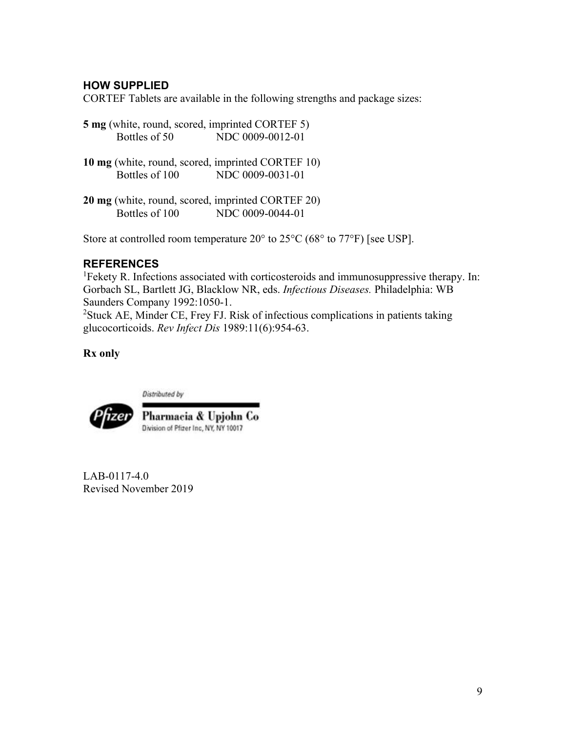## HOW SUPPLIED

CORTEF Tablets are available in the following strengths and package sizes:

**5 mg** (white, round, scored, imprinted CORTEF 5)
Bottles of 50 NDC 0009-0012-01

**10 mg** (white, round, scored, imprinted CORTEF 10)
Bottles of 100 NDC 0009-0031-01

**20 mg** (white, round, scored, imprinted CORTEF 20)
Bottles of 100 NDC 0009-0044-01

Store at controlled room temperature 20° to 25°C (68° to 77°F) [see USP].

## REFERENCES

[1]Fekety R. Infections associated with corticosteroids and immunosuppressive therapy. In: Gorbach SL, Bartlett JG, Blacklow NR, eds. *Infectious Diseases.* Philadelphia: WB Saunders Company 1992:1050-1.
[2]Stuck AE, Minder CE, Frey FJ. Risk of infectious complications in patients taking glucocorticoids. *Rev Infect Dis* 1989:11(6):954-63.

**Rx only**

Distributed by
Pfizer
Pharmacia & Upjohn Co
Division of Pfizer Inc, NY, NY 10017

LAB-0117-4.0
Revised November 2019